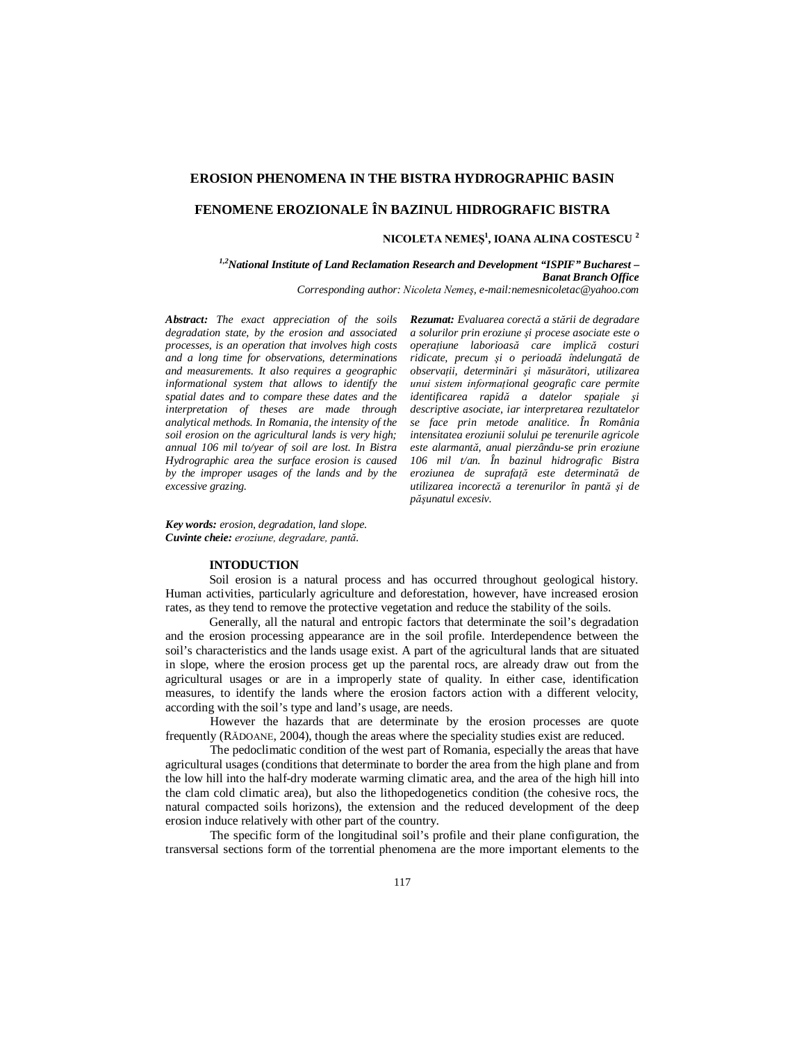# EROSION PHENOMENA IN THE BISTRA HYDROGRAPHIC BASIN

# FENOMENE EROZIONALE ÎN BAZINUL HIDROGRAFIC BISTRA

**NICOLETA NEMEŞ[1], IOANA ALINA COSTESCU [2]**

***[1,2]National Institute of Land Reclamation Research and Development "ISPIF" Bucharest – Banat Branch Office***

*Corresponding author: Nicoleta Nemeş, e-mail:nemesnicoletac@yahoo.com*

***Abstract:*** *The exact appreciation of the soils degradation state, by the erosion and associated processes, is an operation that involves high costs and a long time for observations, determinations and measurements. It also requires a geographic informational system that allows to identify the spatial dates and to compare these dates and the interpretation of theses are made through analytical methods. In Romania, the intensity of the soil erosion on the agricultural lands is very high; annual 106 mil to/year of soil are lost. In Bistra Hydrographic area the surface erosion is caused by the improper usages of the lands and by the excessive grazing.*

***Rezumat:*** *Evaluarea corectă a stării de degradare a solurilor prin eroziune şi procese asociate este o operaţiune laborioasă care implică costuri ridicate, precum şi o perioadă îndelungată de observaţii, determinări şi măsurători, utilizarea unui sistem informaţional geografic care permite identificarea rapidă a datelor spaţiale şi descriptive asociate, iar interpretarea rezultatelor se face prin metode analitice. În România intensitatea eroziunii solului pe terenurile agricole este alarmantă, anual pierzându-se prin eroziune 106 mil t/an. În bazinul hidrografic Bistra eroziunea de suprafaţă este determinată de utilizarea incorectă a terenurilor în pantă şi de păşunatul excesiv.*

***Key words:*** *erosion, degradation, land slope.*
***Cuvinte cheie:*** *eroziune, degradare, pantă.*

## INTODUCTION

Soil erosion is a natural process and has occurred throughout geological history. Human activities, particularly agriculture and deforestation, however, have increased erosion rates, as they tend to remove the protective vegetation and reduce the stability of the soils.

Generally, all the natural and entropic factors that determinate the soil's degradation and the erosion processing appearance are in the soil profile. Interdependence between the soil's characteristics and the lands usage exist. A part of the agricultural lands that are situated in slope, where the erosion process get up the parental rocs, are already draw out from the agricultural usages or are in a improperly state of quality. In either case, identification measures, to identify the lands where the erosion factors action with a different velocity, according with the soil's type and land's usage, are needs.

However the hazards that are determinate by the erosion processes are quote frequently (RĂDOANE, 2004), though the areas where the speciality studies exist are reduced.

The pedoclimatic condition of the west part of Romania, especially the areas that have agricultural usages (conditions that determinate to border the area from the high plane and from the low hill into the half-dry moderate warming climatic area, and the area of the high hill into the clam cold climatic area), but also the lithopedogenetics condition (the cohesive rocs, the natural compacted soils horizons), the extension and the reduced development of the deep erosion induce relatively with other part of the country.

The specific form of the longitudinal soil's profile and their plane configuration, the transversal sections form of the torrential phenomena are the more important elements to the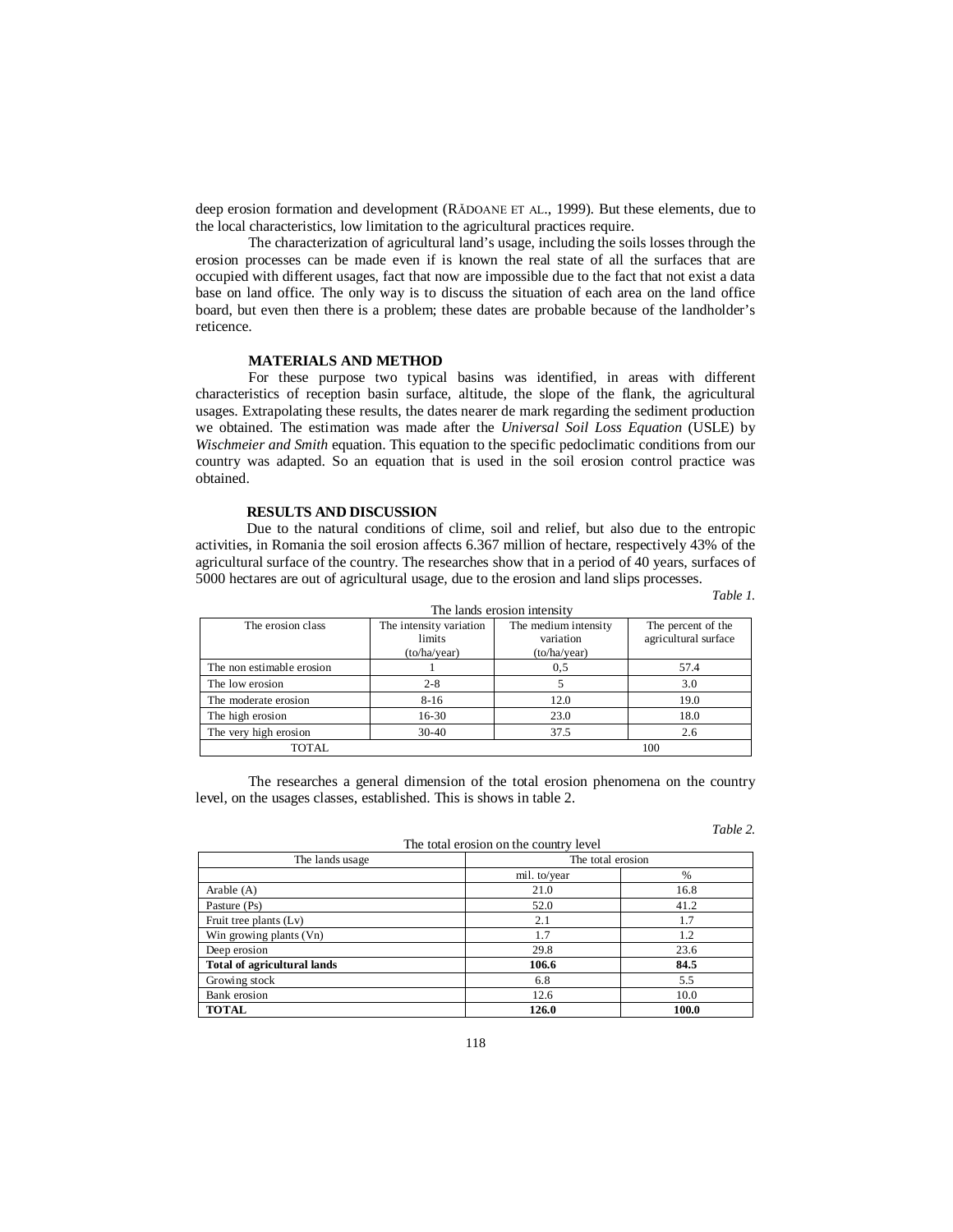deep erosion formation and development (RĂDOANE ET AL., 1999). But these elements, due to the local characteristics, low limitation to the agricultural practices require.

The characterization of agricultural land's usage, including the soils losses through the erosion processes can be made even if is known the real state of all the surfaces that are occupied with different usages, fact that now are impossible due to the fact that not exist a data base on land office. The only way is to discuss the situation of each area on the land office board, but even then there is a problem; these dates are probable because of the landholder's reticence.

## MATERIALS AND METHOD

For these purpose two typical basins was identified, in areas with different characteristics of reception basin surface, altitude, the slope of the flank, the agricultural usages. Extrapolating these results, the dates nearer de mark regarding the sediment production we obtained. The estimation was made after the *Universal Soil Loss Equation* (USLE) by *Wischmeier and Smith* equation. This equation to the specific pedoclimatic conditions from our country was adapted. So an equation that is used in the soil erosion control practice was obtained.

## RESULTS AND DISCUSSION

Due to the natural conditions of clime, soil and relief, but also due to the entropic activities, in Romania the soil erosion affects 6.367 million of hectare, respectively 43% of the agricultural surface of the country. The researches show that in a period of 40 years, surfaces of 5000 hectares are out of agricultural usage, due to the erosion and land slips processes.

*Table 1.*

The lands erosion intensity

| The erosion class | The intensity variation limits (to/ha/year) | The medium intensity variation (to/ha/year) | The percent of the agricultural surface |
|---|---|---|---|
| The non estimable erosion | 1 | 0,5 | 57.4 |
| The low erosion | 2-8 | 5 | 3.0 |
| The moderate erosion | 8-16 | 12.0 | 19.0 |
| The high erosion | 16-30 | 23.0 | 18.0 |
| The very high erosion | 30-40 | 37.5 | 2.6 |
| TOTAL | | | 100 |

The researches a general dimension of the total erosion phenomena on the country level, on the usages classes, established. This is shows in table 2.

*Table 2.*

The total erosion on the country level

| The lands usage | The total erosion | |
|---|---|---|
| | mil. to/year | % |
| Arable (A) | 21.0 | 16.8 |
| Pasture (Ps) | 52.0 | 41.2 |
| Fruit tree plants (Lv) | 2.1 | 1.7 |
| Win growing plants (Vn) | 1.7 | 1.2 |
| Deep erosion | 29.8 | 23.6 |
| **Total of agricultural lands** | **106.6** | **84.5** |
| Growing stock | 6.8 | 5.5 |
| Bank erosion | 12.6 | 10.0 |
| **TOTAL** | **126.0** | **100.0** |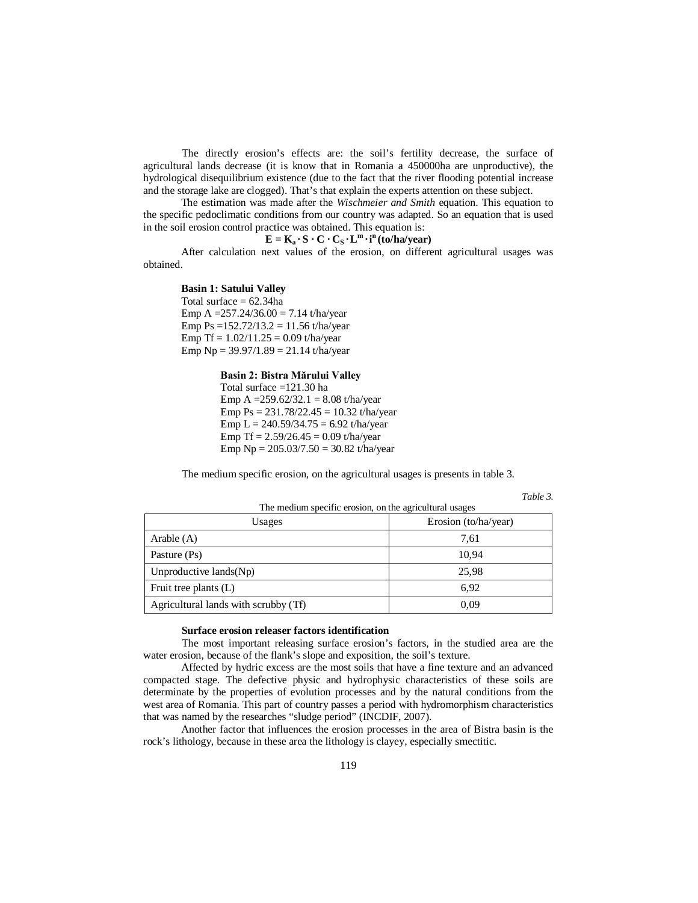The directly erosion's effects are: the soil's fertility decrease, the surface of agricultural lands decrease (it is know that in Romania a 450000ha are unproductive), the hydrological disequilibrium existence (due to the fact that the river flooding potential increase and the storage lake are clogged). That's that explain the experts attention on these subject.

The estimation was made after the *Wischmeier and Smith* equation. This equation to the specific pedoclimatic conditions from our country was adapted. So an equation that is used in the soil erosion control practice was obtained. This equation is:

$$\mathbf{E = K_a \cdot S \cdot C \cdot C_S \cdot L^m \cdot i^n \text{ (to/ha/year)}}$$

After calculation next values of the erosion, on different agricultural usages was obtained.

**Basin 1: Satului Valley**

Total surface = 62.34ha
Emp A =257.24/36.00 = 7.14 t/ha/year
Emp Ps =152.72/13.2 = 11.56 t/ha/year
Emp Tf = 1.02/11.25 = 0.09 t/ha/year
Emp Np = 39.97/1.89 = 21.14 t/ha/year

**Basin 2: Bistra Mărului Valley**

Total surface =121.30 ha
Emp A =259.62/32.1 = 8.08 t/ha/year
Emp Ps = 231.78/22.45 = 10.32 t/ha/year
Emp L = 240.59/34.75 = 6.92 t/ha/year
Emp Tf = 2.59/26.45 = 0.09 t/ha/year
Emp Np = 205.03/7.50 = 30.82 t/ha/year

The medium specific erosion, on the agricultural usages is presents in table 3.

*Table 3.*

The medium specific erosion, on the agricultural usages

| Usages | Erosion (to/ha/year) |
|---|---|
| Arable (A) | 7,61 |
| Pasture (Ps) | 10,94 |
| Unproductive lands(Np) | 25,98 |
| Fruit tree plants (L) | 6,92 |
| Agricultural lands with scrubby (Tf) | 0,09 |

**Surface erosion releaser factors identification**

The most important releasing surface erosion's factors, in the studied area are the water erosion, because of the flank's slope and exposition, the soil's texture.

Affected by hydric excess are the most soils that have a fine texture and an advanced compacted stage. The defective physic and hydrophysic characteristics of these soils are determinate by the properties of evolution processes and by the natural conditions from the west area of Romania. This part of country passes a period with hydromorphism characteristics that was named by the researches "sludge period" (INCDIF, 2007).

Another factor that influences the erosion processes in the area of Bistra basin is the rock's lithology, because in these area the lithology is clayey, especially smectitic.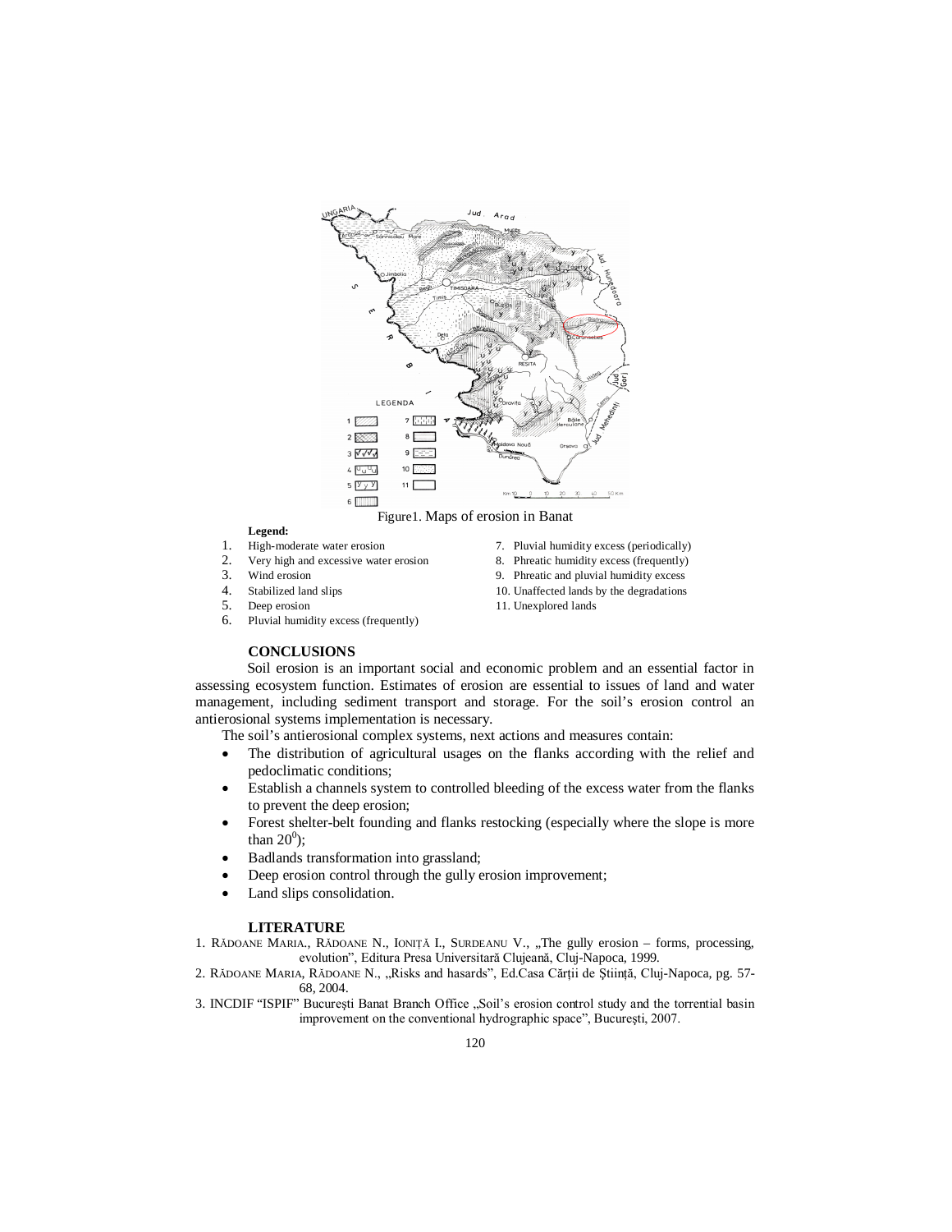Figure1. Maps of erosion in Banat

**Legend:**

1. High-moderate water erosion
2. Very high and excessive water erosion
3. Wind erosion
4. Stabilized land slips
5. Deep erosion
6. Pluvial humidity excess (frequently)
7. Pluvial humidity excess (periodically)
8. Phreatic humidity excess (frequently)
9. Phreatic and pluvial humidity excess
10. Unaffected lands by the degradations
11. Unexplored lands

## CONCLUSIONS

Soil erosion is an important social and economic problem and an essential factor in assessing ecosystem function. Estimates of erosion are essential to issues of land and water management, including sediment transport and storage. For the soil's erosion control an antierosional systems implementation is necessary.

The soil's antierosional complex systems, next actions and measures contain:

- The distribution of agricultural usages on the flanks according with the relief and pedoclimatic conditions;
- Establish a channels system to controlled bleeding of the excess water from the flanks to prevent the deep erosion;
- Forest shelter-belt founding and flanks restocking (especially where the slope is more than $20^0$);
- Badlands transformation into grassland;
- Deep erosion control through the gully erosion improvement;
- Land slips consolidation.

## LITERATURE

1. RĂDOANE MARIA., RĂDOANE N., IONIȚĂ I., SURDEANU V., „The gully erosion – forms, processing, evolution", Editura Presa Universitară Clujeană, Cluj-Napoca, 1999.
2. RĂDOANE MARIA, RĂDOANE N., „Risks and hasards", Ed.Casa Cărții de Știință, Cluj-Napoca, pg. 57-68, 2004.
3. INCDIF "ISPIF" București Banat Branch Office „Soil's erosion control study and the torrential basin improvement on the conventional hydrographic space", București, 2007.